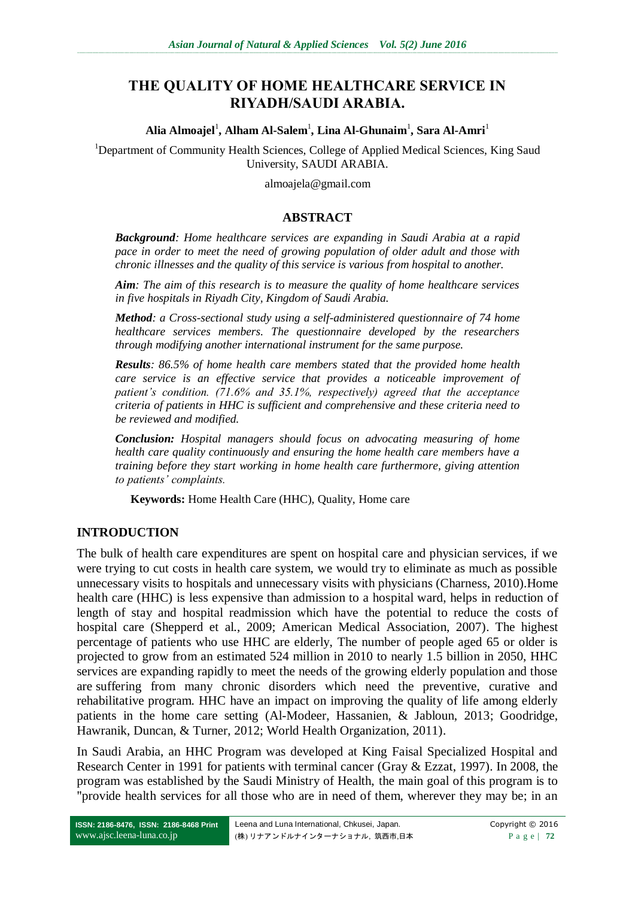# THE QUALITY OF HOME HEALTHCARE SERVICE IN RIYADH/SAUDI ARABIA.

**Alia Almoajel[1], Alham Al-Salem[1], Lina Al-Ghunaim[1], Sara Al-Amri[1]**

[1]Department of Community Health Sciences, College of Applied Medical Sciences, King Saud University, SAUDI ARABIA.

almoajela@gmail.com

## ABSTRACT

***Background****: Home healthcare services are expanding in Saudi Arabia at a rapid pace in order to meet the need of growing population of older adult and those with chronic illnesses and the quality of this service is various from hospital to another.*

***Aim****: The aim of this research is to measure the quality of home healthcare services in five hospitals in Riyadh City, Kingdom of Saudi Arabia.*

***Method****: a Cross-sectional study using a self-administered questionnaire of 74 home healthcare services members. The questionnaire developed by the researchers through modifying another international instrument for the same purpose.*

***Results****: 86.5% of home health care members stated that the provided home health care service is an effective service that provides a noticeable improvement of patient's condition. (71.6% and 35.1%, respectively) agreed that the acceptance criteria of patients in HHC is sufficient and comprehensive and these criteria need to be reviewed and modified.*

***Conclusion:*** *Hospital managers should focus on advocating measuring of home health care quality continuously and ensuring the home health care members have a training before they start working in home health care furthermore, giving attention to patients' complaints.*

**Keywords:** Home Health Care (HHC), Quality, Home care

## INTRODUCTION

The bulk of health care expenditures are spent on hospital care and physician services, if we were trying to cut costs in health care system, we would try to eliminate as much as possible unnecessary visits to hospitals and unnecessary visits with physicians (Charness, 2010).Home health care (HHC) is less expensive than admission to a hospital ward, helps in reduction of length of stay and hospital readmission which have the potential to reduce the costs of hospital care (Shepperd et al., 2009; American Medical Association, 2007). The highest percentage of patients who use HHC are elderly, The number of people aged 65 or older is projected to grow from an estimated 524 million in 2010 to nearly 1.5 billion in 2050, HHC services are expanding rapidly to meet the needs of the growing elderly population and those are suffering from many chronic disorders which need the preventive, curative and rehabilitative program. HHC have an impact on improving the quality of life among elderly patients in the home care setting (Al-Modeer, Hassanien, & Jabloun, 2013; Goodridge, Hawranik, Duncan, & Turner, 2012; World Health Organization, 2011).

In Saudi Arabia, an HHC Program was developed at King Faisal Specialized Hospital and Research Center in 1991 for patients with terminal cancer (Gray & Ezzat, 1997). In 2008, the program was established by the Saudi Ministry of Health, the main goal of this program is to "provide health services for all those who are in need of them, wherever they may be; in an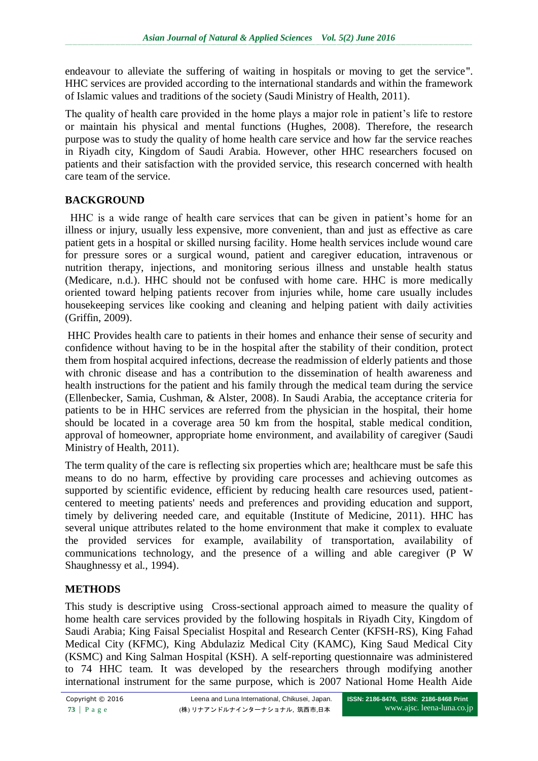endeavour to alleviate the suffering of waiting in hospitals or moving to get the service". HHC services are provided according to the international standards and within the framework of Islamic values and traditions of the society (Saudi Ministry of Health, 2011).

The quality of health care provided in the home plays a major role in patient's life to restore or maintain his physical and mental functions (Hughes, 2008). Therefore, the research purpose was to study the quality of home health care service and how far the service reaches in Riyadh city, Kingdom of Saudi Arabia. However, other HHC researchers focused on patients and their satisfaction with the provided service, this research concerned with health care team of the service.

## BACKGROUND

HHC is a wide range of health care services that can be given in patient's home for an illness or injury, usually less expensive, more convenient, than and just as effective as care patient gets in a hospital or skilled nursing facility. Home health services include wound care for pressure sores or a surgical wound, patient and caregiver education, intravenous or nutrition therapy, injections, and monitoring serious illness and unstable health status (Medicare, n.d.). HHC should not be confused with home care. HHC is more medically oriented toward helping patients recover from injuries while, home care usually includes housekeeping services like cooking and cleaning and helping patient with daily activities (Griffin, 2009).

HHC Provides health care to patients in their homes and enhance their sense of security and confidence without having to be in the hospital after the stability of their condition, protect them from hospital acquired infections, decrease the readmission of elderly patients and those with chronic disease and has a contribution to the dissemination of health awareness and health instructions for the patient and his family through the medical team during the service (Ellenbecker, Samia, Cushman, & Alster, 2008). In Saudi Arabia, the acceptance criteria for patients to be in HHC services are referred from the physician in the hospital, their home should be located in a coverage area 50 km from the hospital, stable medical condition, approval of homeowner, appropriate home environment, and availability of caregiver (Saudi Ministry of Health, 2011).

The term quality of the care is reflecting six properties which are; healthcare must be safe this means to do no harm, effective by providing care processes and achieving outcomes as supported by scientific evidence, efficient by reducing health care resources used, patient-centered to meeting patients' needs and preferences and providing education and support, timely by delivering needed care, and equitable (Institute of Medicine, 2011). HHC has several unique attributes related to the home environment that make it complex to evaluate the provided services for example, availability of transportation, availability of communications technology, and the presence of a willing and able caregiver (P W Shaughnessy et al., 1994).

## METHODS

This study is descriptive using Cross-sectional approach aimed to measure the quality of home health care services provided by the following hospitals in Riyadh City, Kingdom of Saudi Arabia; King Faisal Specialist Hospital and Research Center (KFSH-RS), King Fahad Medical City (KFMC), King Abdulaziz Medical City (KAMC), King Saud Medical City (KSMC) and King Salman Hospital (KSH). A self-reporting questionnaire was administered to 74 HHC team. It was developed by the researchers through modifying another international instrument for the same purpose, which is 2007 National Home Health Aide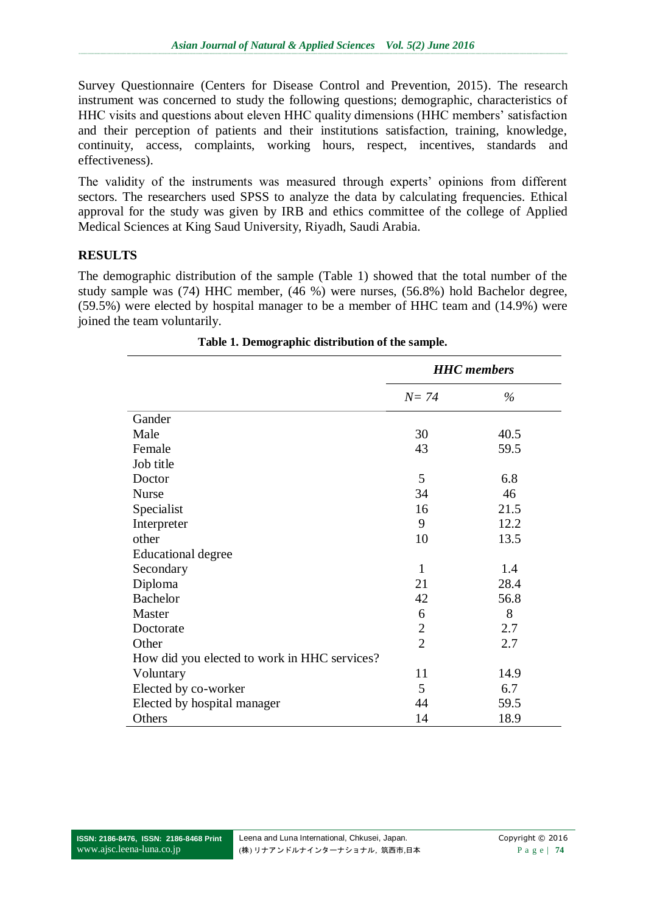Survey Questionnaire (Centers for Disease Control and Prevention, 2015). The research instrument was concerned to study the following questions; demographic, characteristics of HHC visits and questions about eleven HHC quality dimensions (HHC members' satisfaction and their perception of patients and their institutions satisfaction, training, knowledge, continuity, access, complaints, working hours, respect, incentives, standards and effectiveness).

The validity of the instruments was measured through experts' opinions from different sectors. The researchers used SPSS to analyze the data by calculating frequencies. Ethical approval for the study was given by IRB and ethics committee of the college of Applied Medical Sciences at King Saud University, Riyadh, Saudi Arabia.

## RESULTS

The demographic distribution of the sample (Table 1) showed that the total number of the study sample was (74) HHC member, (46 %) were nurses, (56.8%) hold Bachelor degree, (59.5%) were elected by hospital manager to be a member of HHC team and (14.9%) were joined the team voluntarily.

**Table 1. Demographic distribution of the sample.**

| | *HHC members* | |
|---|---|---|
| | *N= 74* | *%* |
| Gander | | |
| Male | 30 | 40.5 |
| Female | 43 | 59.5 |
| Job title | | |
| Doctor | 5 | 6.8 |
| Nurse | 34 | 46 |
| Specialist | 16 | 21.5 |
| Interpreter | 9 | 12.2 |
| other | 10 | 13.5 |
| Educational degree | | |
| Secondary | 1 | 1.4 |
| Diploma | 21 | 28.4 |
| Bachelor | 42 | 56.8 |
| Master | 6 | 8 |
| Doctorate | 2 | 2.7 |
| Other | 2 | 2.7 |
| How did you elected to work in HHC services? | | |
| Voluntary | 11 | 14.9 |
| Elected by co-worker | 5 | 6.7 |
| Elected by hospital manager | 44 | 59.5 |
| Others | 14 | 18.9 |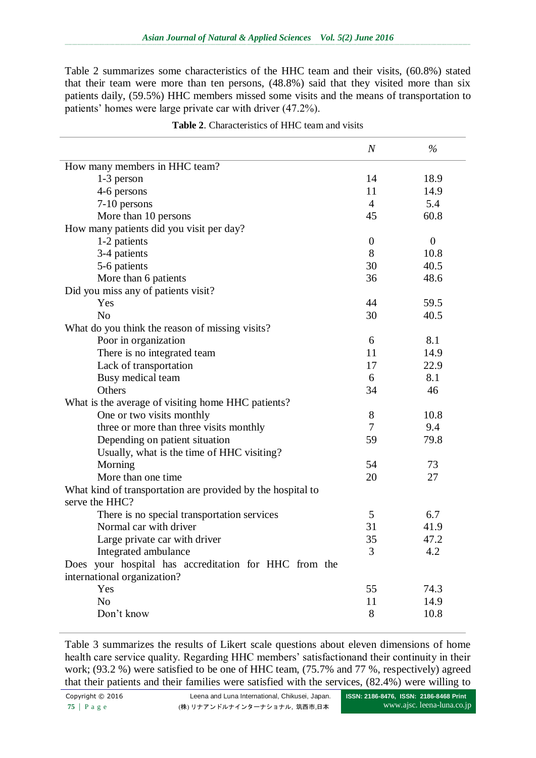Table 2 summarizes some characteristics of the HHC team and their visits, (60.8%) stated that their team were more than ten persons, (48.8%) said that they visited more than six patients daily, (59.5%) HHC members missed some visits and the means of transportation to patients' homes were large private car with driver (47.2%).

**Table 2**. Characteristics of HHC team and visits

| | *N* | *%* |
|---|---|---|
| How many members in HHC team? | | |
| 1-3 person | 14 | 18.9 |
| 4-6 persons | 11 | 14.9 |
| 7-10 persons | 4 | 5.4 |
| More than 10 persons | 45 | 60.8 |
| How many patients did you visit per day? | | |
| 1-2 patients | 0 | 0 |
| 3-4 patients | 8 | 10.8 |
| 5-6 patients | 30 | 40.5 |
| More than 6 patients | 36 | 48.6 |
| Did you miss any of patients visit? | | |
| Yes | 44 | 59.5 |
| No | 30 | 40.5 |
| What do you think the reason of missing visits? | | |
| Poor in organization | 6 | 8.1 |
| There is no integrated team | 11 | 14.9 |
| Lack of transportation | 17 | 22.9 |
| Busy medical team | 6 | 8.1 |
| Others | 34 | 46 |
| What is the average of visiting home HHC patients? | | |
| One or two visits monthly | 8 | 10.8 |
| three or more than three visits monthly | 7 | 9.4 |
| Depending on patient situation | 59 | 79.8 |
| Usually, what is the time of HHC visiting? | | |
| Morning | 54 | 73 |
| More than one time | 20 | 27 |
| What kind of transportation are provided by the hospital to serve the HHC? | | |
| There is no special transportation services | 5 | 6.7 |
| Normal car with driver | 31 | 41.9 |
| Large private car with driver | 35 | 47.2 |
| Integrated ambulance | 3 | 4.2 |
| Does your hospital has accreditation for HHC from the international organization? | | |
| Yes | 55 | 74.3 |
| No | 11 | 14.9 |
| Don't know | 8 | 10.8 |

Table 3 summarizes the results of Likert scale questions about eleven dimensions of home health care service quality. Regarding HHC members' satisfactionand their continuity in their work; (93.2 %) were satisfied to be one of HHC team, (75.7% and 77 %, respectively) agreed that their patients and their families were satisfied with the services, (82.4%) were willing to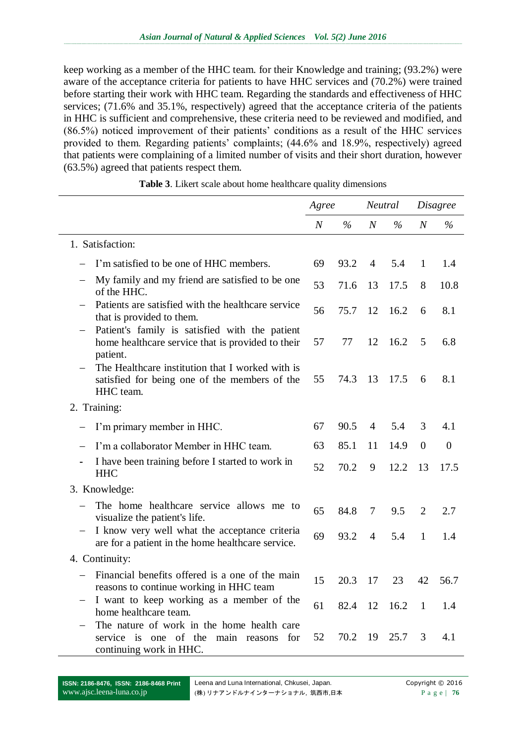keep working as a member of the HHC team. for their Knowledge and training; (93.2%) were aware of the acceptance criteria for patients to have HHC services and (70.2%) were trained before starting their work with HHC team. Regarding the standards and effectiveness of HHC services; (71.6% and 35.1%, respectively) agreed that the acceptance criteria of the patients in HHC is sufficient and comprehensive, these criteria need to be reviewed and modified, and (86.5%) noticed improvement of their patients' conditions as a result of the HHC services provided to them. Regarding patients' complaints; (44.6% and 18.9%, respectively) agreed that patients were complaining of a limited number of visits and their short duration, however (63.5%) agreed that patients respect them.

**Table 3**. Likert scale about home healthcare quality dimensions

| | *Agree* | | *Neutral* | | *Disagree* | |
|---|---|---|---|---|---|---|
| | *N* | *%* | *N* | *%* | *N* | *%* |
| 1. Satisfaction: | | | | | | |
| – I'm satisfied to be one of HHC members. | 69 | 93.2 | 4 | 5.4 | 1 | 1.4 |
| – My family and my friend are satisfied to be one of the HHC. | 53 | 71.6 | 13 | 17.5 | 8 | 10.8 |
| – Patients are satisfied with the healthcare service that is provided to them. | 56 | 75.7 | 12 | 16.2 | 6 | 8.1 |
| – Patient's family is satisfied with the patient home healthcare service that is provided to their patient. | 57 | 77 | 12 | 16.2 | 5 | 6.8 |
| – The Healthcare institution that I worked with is satisfied for being one of the members of the HHC team. | 55 | 74.3 | 13 | 17.5 | 6 | 8.1 |
| 2. Training: | | | | | | |
| – I'm primary member in HHC. | 67 | 90.5 | 4 | 5.4 | 3 | 4.1 |
| – I'm a collaborator Member in HHC team. | 63 | 85.1 | 11 | 14.9 | 0 | 0 |
| - I have been training before I started to work in HHC | 52 | 70.2 | 9 | 12.2 | 13 | 17.5 |
| 3. Knowledge: | | | | | | |
| – The home healthcare service allows me to visualize the patient's life. | 65 | 84.8 | 7 | 9.5 | 2 | 2.7 |
| – I know very well what the acceptance criteria are for a patient in the home healthcare service. | 69 | 93.2 | 4 | 5.4 | 1 | 1.4 |
| 4. Continuity: | | | | | | |
| – Financial benefits offered is a one of the main reasons to continue working in HHC team | 15 | 20.3 | 17 | 23 | 42 | 56.7 |
| – I want to keep working as a member of the home healthcare team. | 61 | 82.4 | 12 | 16.2 | 1 | 1.4 |
| – The nature of work in the home health care service is one of the main reasons for continuing work in HHC. | 52 | 70.2 | 19 | 25.7 | 3 | 4.1 |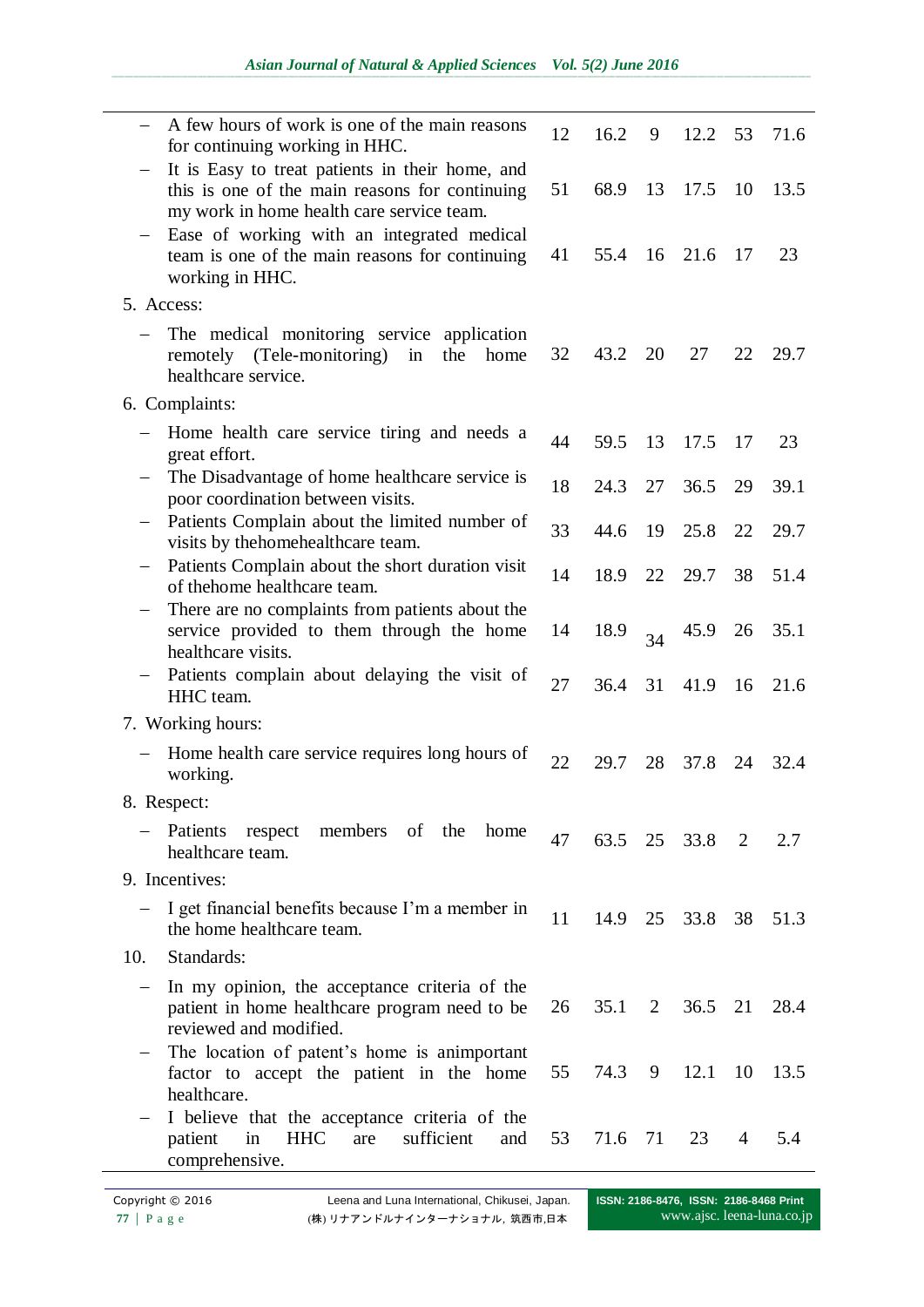| | | | | | | |
|---|---|---|---|---|---|---|
| – A few hours of work is one of the main reasons for continuing working in HHC. | 12 | 16.2 | 9 | 12.2 | 53 | 71.6 |
| – It is Easy to treat patients in their home, and this is one of the main reasons for continuing my work in home health care service team. | 51 | 68.9 | 13 | 17.5 | 10 | 13.5 |
| – Ease of working with an integrated medical team is one of the main reasons for continuing working in HHC. | 41 | 55.4 | 16 | 21.6 | 17 | 23 |
| 5. Access: | | | | | | |
| – The medical monitoring service application remotely (Tele-monitoring) in the home healthcare service. | 32 | 43.2 | 20 | 27 | 22 | 29.7 |
| 6. Complaints: | | | | | | |
| – Home health care service tiring and needs a great effort. | 44 | 59.5 | 13 | 17.5 | 17 | 23 |
| – The Disadvantage of home healthcare service is poor coordination between visits. | 18 | 24.3 | 27 | 36.5 | 29 | 39.1 |
| – Patients Complain about the limited number of visits by thehomehealthcare team. | 33 | 44.6 | 19 | 25.8 | 22 | 29.7 |
| – Patients Complain about the short duration visit of thehome healthcare team. | 14 | 18.9 | 22 | 29.7 | 38 | 51.4 |
| – There are no complaints from patients about the service provided to them through the home healthcare visits. | 14 | 18.9 | 34 | 45.9 | 26 | 35.1 |
| – Patients complain about delaying the visit of HHC team. | 27 | 36.4 | 31 | 41.9 | 16 | 21.6 |
| 7. Working hours: | | | | | | |
| – Home health care service requires long hours of working. | 22 | 29.7 | 28 | 37.8 | 24 | 32.4 |
| 8. Respect: | | | | | | |
| – Patients respect members of the home healthcare team. | 47 | 63.5 | 25 | 33.8 | 2 | 2.7 |
| 9. Incentives: | | | | | | |
| – I get financial benefits because I'm a member in the home healthcare team. | 11 | 14.9 | 25 | 33.8 | 38 | 51.3 |
| 10. Standards: | | | | | | |
| – In my opinion, the acceptance criteria of the patient in home healthcare program need to be reviewed and modified. | 26 | 35.1 | 2 | 36.5 | 21 | 28.4 |
| – The location of patent's home is animportant factor to accept the patient in the home healthcare. | 55 | 74.3 | 9 | 12.1 | 10 | 13.5 |
| – I believe that the acceptance criteria of the patient in HHC are sufficient and comprehensive. | 53 | 71.6 | 71 | 23 | 4 | 5.4 |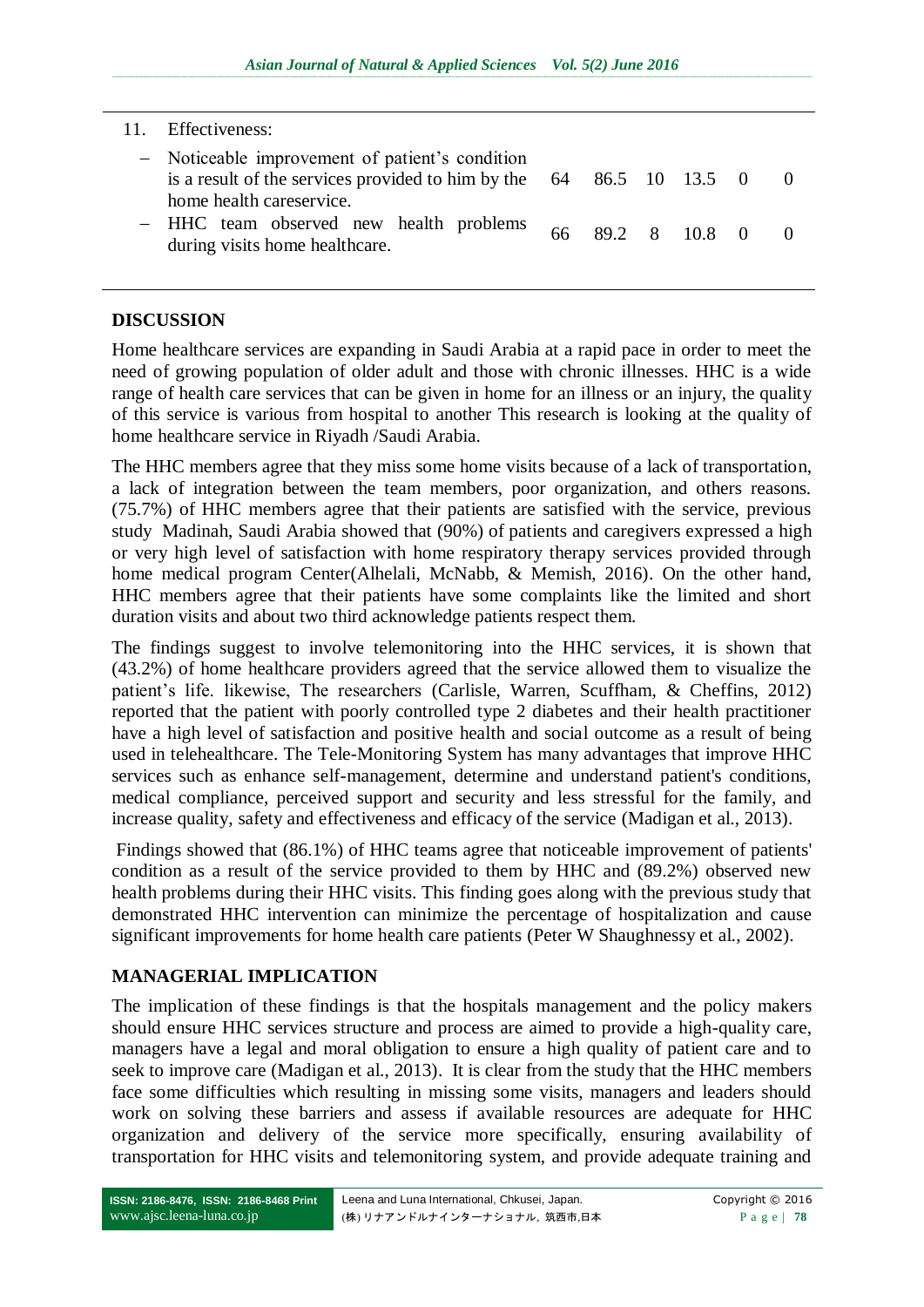| 11. | Effectiveness: | | | | | | |
|---|---|---|---|---|---|---|---|
| – | Noticeable improvement of patient's condition is a result of the services provided to him by the home health careservice. | 64 | 86.5 | 10 | 13.5 | 0 | 0 |
| – | HHC team observed new health problems during visits home healthcare. | 66 | 89.2 | 8 | 10.8 | 0 | 0 |

## DISCUSSION

Home healthcare services are expanding in Saudi Arabia at a rapid pace in order to meet the need of growing population of older adult and those with chronic illnesses. HHC is a wide range of health care services that can be given in home for an illness or an injury, the quality of this service is various from hospital to another This research is looking at the quality of home healthcare service in Riyadh /Saudi Arabia.

The HHC members agree that they miss some home visits because of a lack of transportation, a lack of integration between the team members, poor organization, and others reasons. (75.7%) of HHC members agree that their patients are satisfied with the service, previous study Madinah, Saudi Arabia showed that (90%) of patients and caregivers expressed a high or very high level of satisfaction with home respiratory therapy services provided through home medical program Center(Alhelali, McNabb, & Memish, 2016). On the other hand, HHC members agree that their patients have some complaints like the limited and short duration visits and about two third acknowledge patients respect them.

The findings suggest to involve telemonitoring into the HHC services, it is shown that (43.2%) of home healthcare providers agreed that the service allowed them to visualize the patient's life. likewise, The researchers (Carlisle, Warren, Scuffham, & Cheffins, 2012) reported that the patient with poorly controlled type 2 diabetes and their health practitioner have a high level of satisfaction and positive health and social outcome as a result of being used in telehealthcare. The Tele-Monitoring System has many advantages that improve HHC services such as enhance self-management, determine and understand patient's conditions, medical compliance, perceived support and security and less stressful for the family, and increase quality, safety and effectiveness and efficacy of the service (Madigan et al., 2013).

Findings showed that (86.1%) of HHC teams agree that noticeable improvement of patients' condition as a result of the service provided to them by HHC and (89.2%) observed new health problems during their HHC visits. This finding goes along with the previous study that demonstrated HHC intervention can minimize the percentage of hospitalization and cause significant improvements for home health care patients (Peter W Shaughnessy et al., 2002).

## MANAGERIAL IMPLICATION

The implication of these findings is that the hospitals management and the policy makers should ensure HHC services structure and process are aimed to provide a high-quality care, managers have a legal and moral obligation to ensure a high quality of patient care and to seek to improve care (Madigan et al., 2013). It is clear from the study that the HHC members face some difficulties which resulting in missing some visits, managers and leaders should work on solving these barriers and assess if available resources are adequate for HHC organization and delivery of the service more specifically, ensuring availability of transportation for HHC visits and telemonitoring system, and provide adequate training and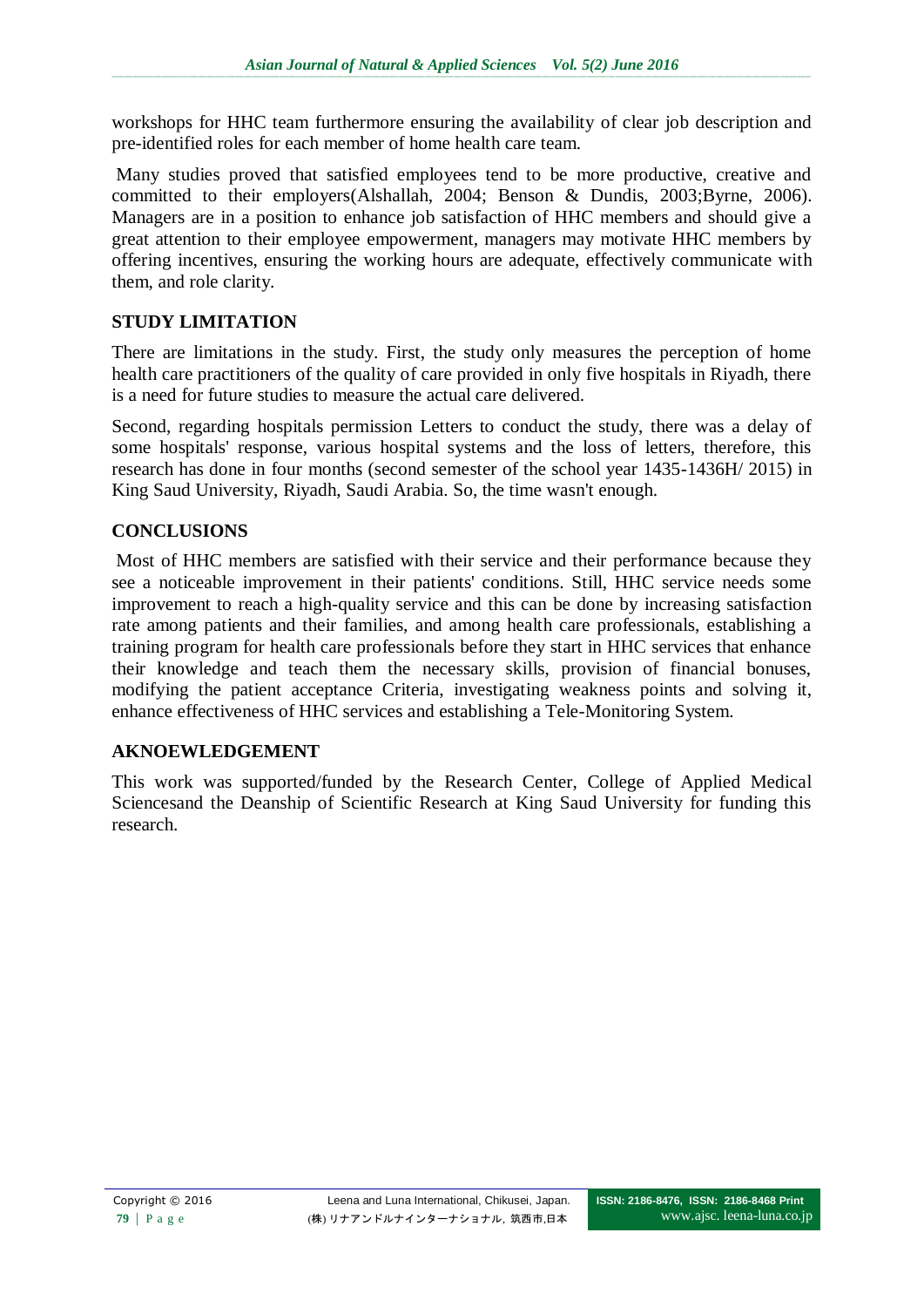workshops for HHC team furthermore ensuring the availability of clear job description and pre-identified roles for each member of home health care team.

Many studies proved that satisfied employees tend to be more productive, creative and committed to their employers(Alshallah, 2004; Benson & Dundis, 2003;Byrne, 2006). Managers are in a position to enhance job satisfaction of HHC members and should give a great attention to their employee empowerment, managers may motivate HHC members by offering incentives, ensuring the working hours are adequate, effectively communicate with them, and role clarity.

## STUDY LIMITATION

There are limitations in the study. First, the study only measures the perception of home health care practitioners of the quality of care provided in only five hospitals in Riyadh, there is a need for future studies to measure the actual care delivered.

Second, regarding hospitals permission Letters to conduct the study, there was a delay of some hospitals' response, various hospital systems and the loss of letters, therefore, this research has done in four months (second semester of the school year 1435-1436H/ 2015) in King Saud University, Riyadh, Saudi Arabia. So, the time wasn't enough.

## CONCLUSIONS

Most of HHC members are satisfied with their service and their performance because they see a noticeable improvement in their patients' conditions. Still, HHC service needs some improvement to reach a high-quality service and this can be done by increasing satisfaction rate among patients and their families, and among health care professionals, establishing a training program for health care professionals before they start in HHC services that enhance their knowledge and teach them the necessary skills, provision of financial bonuses, modifying the patient acceptance Criteria, investigating weakness points and solving it, enhance effectiveness of HHC services and establishing a Tele-Monitoring System.

## AKNOEWLEDGEMENT

This work was supported/funded by the Research Center, College of Applied Medical Sciencesand the Deanship of Scientific Research at King Saud University for funding this research.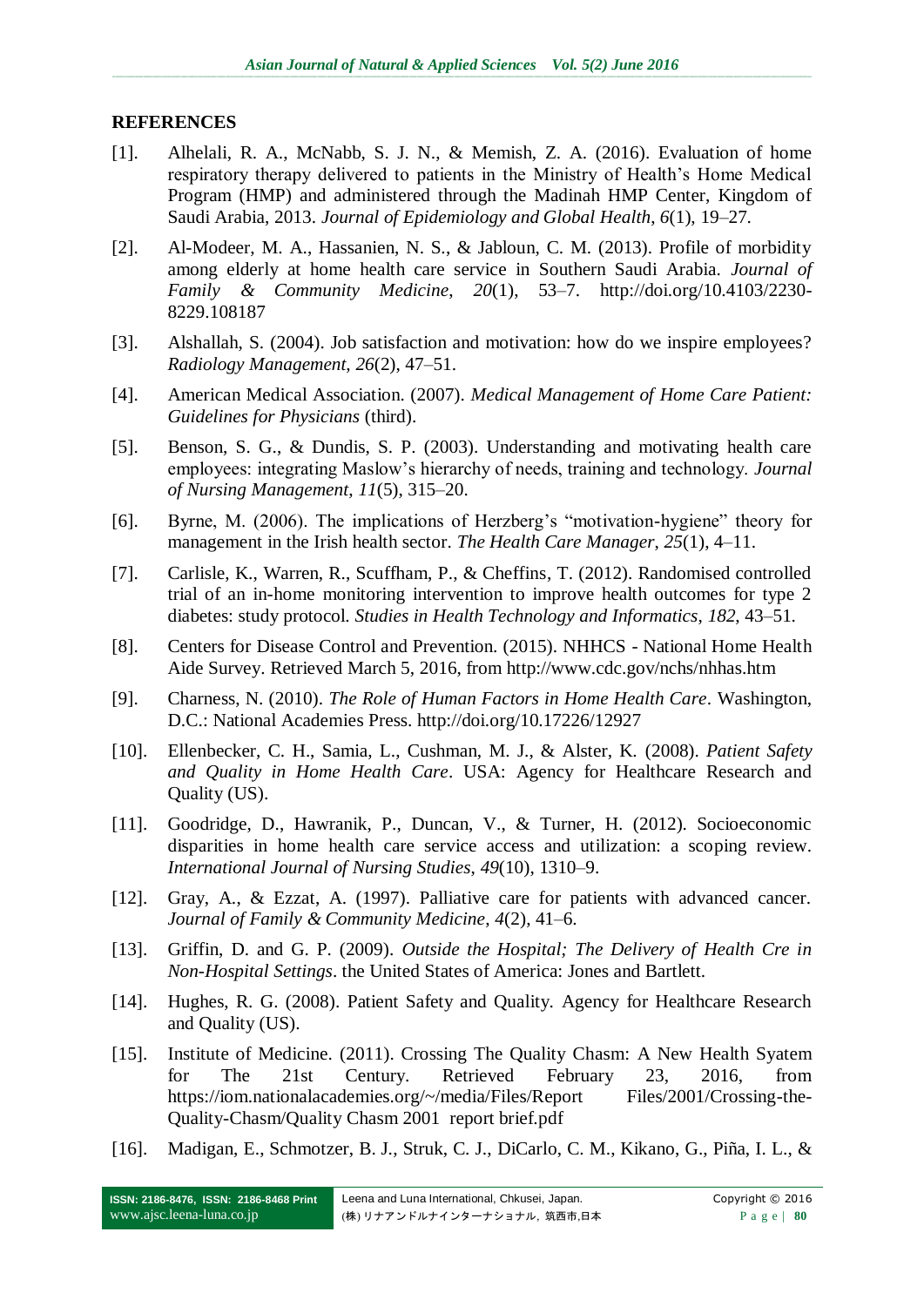## REFERENCES

[1]. Alhelali, R. A., McNabb, S. J. N., & Memish, Z. A. (2016). Evaluation of home respiratory therapy delivered to patients in the Ministry of Health's Home Medical Program (HMP) and administered through the Madinah HMP Center, Kingdom of Saudi Arabia, 2013. *Journal of Epidemiology and Global Health*, *6*(1), 19–27.

[2]. Al-Modeer, M. A., Hassanien, N. S., & Jabloun, C. M. (2013). Profile of morbidity among elderly at home health care service in Southern Saudi Arabia. *Journal of Family & Community Medicine*, *20*(1), 53–7. http://doi.org/10.4103/2230-8229.108187

[3]. Alshallah, S. (2004). Job satisfaction and motivation: how do we inspire employees? *Radiology Management*, *26*(2), 47–51.

[4]. American Medical Association. (2007). *Medical Management of Home Care Patient: Guidelines for Physicians* (third).

[5]. Benson, S. G., & Dundis, S. P. (2003). Understanding and motivating health care employees: integrating Maslow's hierarchy of needs, training and technology. *Journal of Nursing Management*, *11*(5), 315–20.

[6]. Byrne, M. (2006). The implications of Herzberg's "motivation-hygiene" theory for management in the Irish health sector. *The Health Care Manager*, *25*(1), 4–11.

[7]. Carlisle, K., Warren, R., Scuffham, P., & Cheffins, T. (2012). Randomised controlled trial of an in-home monitoring intervention to improve health outcomes for type 2 diabetes: study protocol. *Studies in Health Technology and Informatics*, *182*, 43–51.

[8]. Centers for Disease Control and Prevention. (2015). NHHCS - National Home Health Aide Survey. Retrieved March 5, 2016, from http://www.cdc.gov/nchs/nhhas.htm

[9]. Charness, N. (2010). *The Role of Human Factors in Home Health Care*. Washington, D.C.: National Academies Press. http://doi.org/10.17226/12927

[10]. Ellenbecker, C. H., Samia, L., Cushman, M. J., & Alster, K. (2008). *Patient Safety and Quality in Home Health Care*. USA: Agency for Healthcare Research and Quality (US).

[11]. Goodridge, D., Hawranik, P., Duncan, V., & Turner, H. (2012). Socioeconomic disparities in home health care service access and utilization: a scoping review. *International Journal of Nursing Studies*, *49*(10), 1310–9.

[12]. Gray, A., & Ezzat, A. (1997). Palliative care for patients with advanced cancer. *Journal of Family & Community Medicine*, *4*(2), 41–6.

[13]. Griffin, D. and G. P. (2009). *Outside the Hospital; The Delivery of Health Cre in Non-Hospital Settings*. the United States of America: Jones and Bartlett.

[14]. Hughes, R. G. (2008). Patient Safety and Quality. Agency for Healthcare Research and Quality (US).

[15]. Institute of Medicine. (2011). Crossing The Quality Chasm: A New Health Syatem for The 21st Century. Retrieved February 23, 2016, from https://iom.nationalacademies.org/~/media/Files/Report Files/2001/Crossing-the-Quality-Chasm/Quality Chasm 2001 report brief.pdf

[16]. Madigan, E., Schmotzer, B. J., Struk, C. J., DiCarlo, C. M., Kikano, G., Piña, I. L., &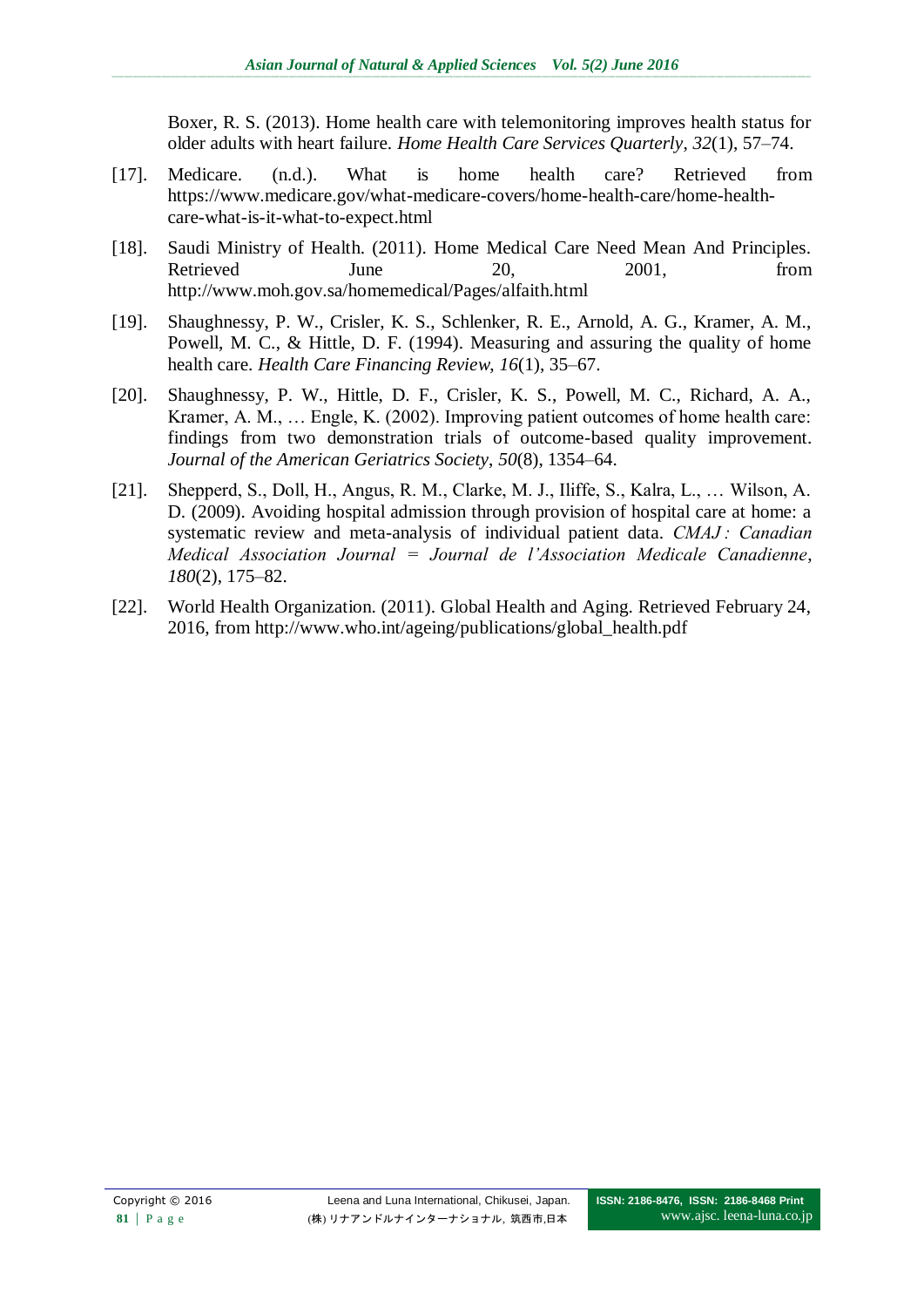Boxer, R. S. (2013). Home health care with telemonitoring improves health status for older adults with heart failure. *Home Health Care Services Quarterly*, *32*(1), 57–74.

[17]. Medicare. (n.d.). What is home health care? Retrieved from https://www.medicare.gov/what-medicare-covers/home-health-care/home-health-care-what-is-it-what-to-expect.html

[18]. Saudi Ministry of Health. (2011). Home Medical Care Need Mean And Principles. Retrieved June 20, 2001, from http://www.moh.gov.sa/homemedical/Pages/alfaith.html

[19]. Shaughnessy, P. W., Crisler, K. S., Schlenker, R. E., Arnold, A. G., Kramer, A. M., Powell, M. C., & Hittle, D. F. (1994). Measuring and assuring the quality of home health care. *Health Care Financing Review*, *16*(1), 35–67.

[20]. Shaughnessy, P. W., Hittle, D. F., Crisler, K. S., Powell, M. C., Richard, A. A., Kramer, A. M., … Engle, K. (2002). Improving patient outcomes of home health care: findings from two demonstration trials of outcome-based quality improvement. *Journal of the American Geriatrics Society*, *50*(8), 1354–64.

[21]. Shepperd, S., Doll, H., Angus, R. M., Clarke, M. J., Iliffe, S., Kalra, L., … Wilson, A. D. (2009). Avoiding hospital admission through provision of hospital care at home: a systematic review and meta-analysis of individual patient data. *CMAJ : Canadian Medical Association Journal = Journal de l'Association Medicale Canadienne*, *180*(2), 175–82.

[22]. World Health Organization. (2011). Global Health and Aging. Retrieved February 24, 2016, from http://www.who.int/ageing/publications/global_health.pdf